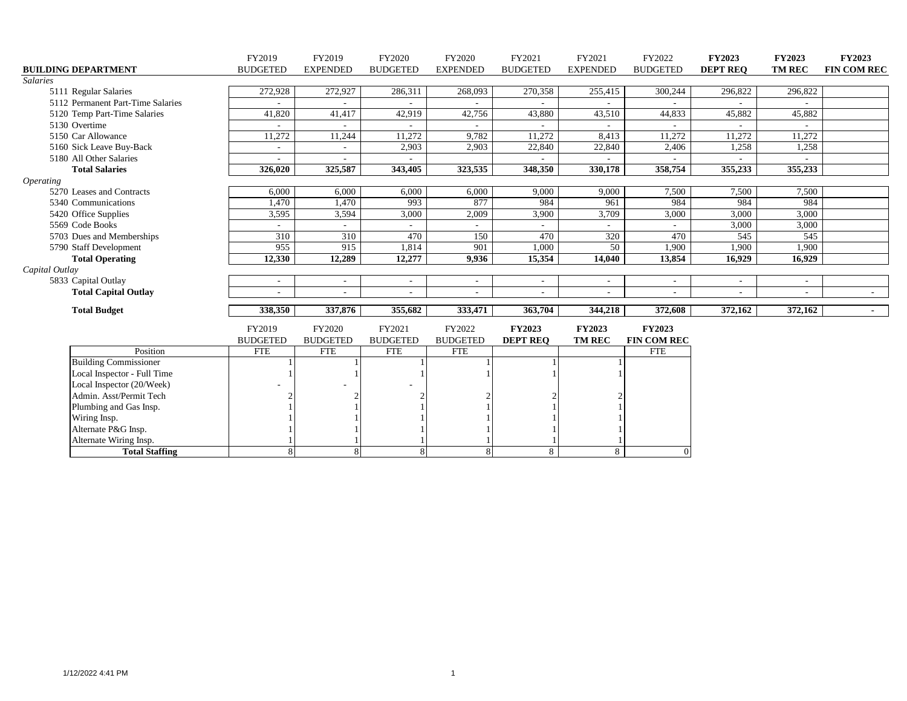| BUILDING DEPARTMENT | FY2019 BUDGETED | FY2019 EXPENDED | FY2020 BUDGETED | FY2020 EXPENDED | FY2021 BUDGETED | FY2021 EXPENDED | FY2022 BUDGETED | **FY2023 DEPT REQ** | **FY2023 TM REC** | **FY2023 FIN COM REC** |
|---|---|---|---|---|---|---|---|---|---|---|
| *Salaries* | | | | | | | | | | |
| 5111 Regular Salaries | 272,928 | 272,927 | 286,311 | 268,093 | 270,358 | 255,415 | 300,244 | 296,822 | 296,822 | |
| 5112 Permanent Part-Time Salaries | - | - | - | - | - | - | - | - | - | |
| 5120 Temp Part-Time Salaries | 41,820 | 41,417 | 42,919 | 42,756 | 43,880 | 43,510 | 44,833 | 45,882 | 45,882 | |
| 5130 Overtime | - | - | - | - | - | - | - | - | - | |
| 5150 Car Allowance | 11,272 | 11,244 | 11,272 | 9,782 | 11,272 | 8,413 | 11,272 | 11,272 | 11,272 | |
| 5160 Sick Leave Buy-Back | - | - | 2,903 | 2,903 | 22,840 | 22,840 | 2,406 | 1,258 | 1,258 | |
| 5180 All Other Salaries | - | - | - | | - | - | - | - | - | |
| **Total Salaries** | **326,020** | **325,587** | **343,405** | **323,535** | **348,350** | **330,178** | **358,754** | **355,233** | **355,233** | |
| *Operating* | | | | | | | | | | |
| 5270 Leases and Contracts | 6,000 | 6,000 | 6,000 | 6,000 | 9,000 | 9,000 | 7,500 | 7,500 | 7,500 | |
| 5340 Communications | 1,470 | 1,470 | 993 | 877 | 984 | 961 | 984 | 984 | 984 | |
| 5420 Office Supplies | 3,595 | 3,594 | 3,000 | 2,009 | 3,900 | 3,709 | 3,000 | 3,000 | 3,000 | |
| 5569 Code Books | - | - | - | - | - | - | - | 3,000 | 3,000 | |
| 5703 Dues and Memberships | 310 | 310 | 470 | 150 | 470 | 320 | 470 | 545 | 545 | |
| 5790 Staff Development | 955 | 915 | 1,814 | 901 | 1,000 | 50 | 1,900 | 1,900 | 1,900 | |
| **Total Operating** | **12,330** | **12,289** | **12,277** | **9,936** | **15,354** | **14,040** | **13,854** | **16,929** | **16,929** | |
| *Capital Outlay* | | | | | | | | | | |
| 5833 Capital Outlay | - | - | - | - | - | - | - | - | - | |
| **Total Capital Outlay** | - | - | - | - | - | - | - | - | - | - |
| **Total Budget** | **338,350** | **337,876** | **355,682** | **333,471** | **363,704** | **344,218** | **372,608** | **372,162** | **372,162** | **-** |

| Position | FY2019 BUDGETED FTE | FY2020 BUDGETED FTE | FY2021 BUDGETED FTE | FY2022 BUDGETED FTE | **FY2023 DEPT REQ** | **FY2023 TM REC** | **FY2023 FIN COM REC** FTE |
|---|---|---|---|---|---|---|---|
| Building Commissioner | 1 | 1 | 1 | 1 | 1 | 1 | |
| Local Inspector - Full Time | 1 | 1 | 1 | 1 | 1 | 1 | |
| Local Inspector (20/Week) | - | - | - | | | | |
| Admin. Asst/Permit Tech | 2 | 2 | 2 | 2 | 2 | 2 | |
| Plumbing and Gas Insp. | 1 | 1 | 1 | 1 | 1 | 1 | |
| Wiring Insp. | 1 | 1 | 1 | 1 | 1 | 1 | |
| Alternate P&G Insp. | 1 | 1 | 1 | 1 | 1 | 1 | |
| Alternate Wiring Insp. | 1 | 1 | 1 | 1 | 1 | 1 | |
| **Total Staffing** | 8 | 8 | 8 | 8 | 8 | 8 | 0 |

1/12/2022 4:41 PM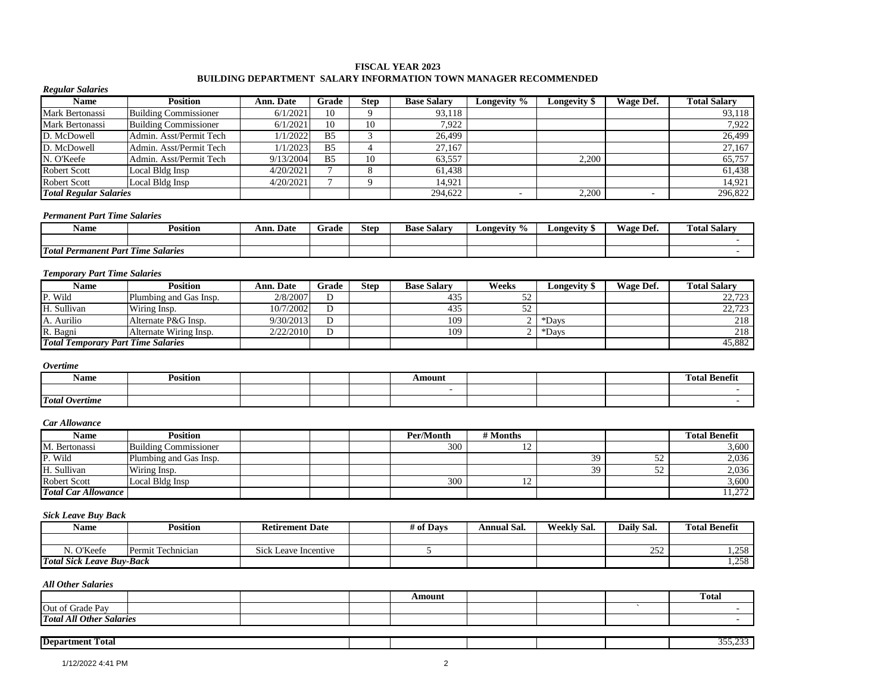## FISCAL YEAR 2023
## BUILDING DEPARTMENT SALARY INFORMATION TOWN MANAGER RECOMMENDED

*Regular Salaries*

| Name | Position | Ann. Date | Grade | Step | Base Salary | Longevity % | Longevity $ | Wage Def. | Total Salary |
|---|---|---|---|---|---|---|---|---|---|
| Mark Bertonassi | Building Commissioner | 6/1/2021 | 10 | 9 | 93,118 | | | | 93,118 |
| Mark Bertonassi | Building Commissioner | 6/1/2021 | 10 | 10 | 7,922 | | | | 7,922 |
| D. McDowell | Admin. Asst/Permit Tech | 1/1/2022 | B5 | 3 | 26,499 | | | | 26,499 |
| D. McDowell | Admin. Asst/Permit Tech | 1/1/2023 | B5 | 4 | 27,167 | | | | 27,167 |
| N. O'Keefe | Admin. Asst/Permit Tech | 9/13/2004 | B5 | 10 | 63,557 | | 2,200 | | 65,757 |
| Robert Scott | Local Bldg Insp | 4/20/2021 | 7 | 8 | 61,438 | | | | 61,438 |
| Robert Scott | Local Bldg Insp | 4/20/2021 | 7 | 9 | 14,921 | | | | 14,921 |
| ***Total Regular Salaries*** | | | | | 294,622 | - | 2,200 | - | 296,822 |

*Permanent Part Time Salaries*

| Name | Position | Ann. Date | Grade | Step | Base Salary | Longevity % | Longevity $ | Wage Def. | Total Salary |
|---|---|---|---|---|---|---|---|---|---|
| | | | | | | | | | - |
| ***Total Permanent Part Time Salaries*** | | | | | | | | | - |

*Temporary Part Time Salaries*

| Name | Position | Ann. Date | Grade | Step | Base Salary | Weeks | Longevity $ | Wage Def. | Total Salary |
|---|---|---|---|---|---|---|---|---|---|
| P. Wild | Plumbing and Gas Insp. | 2/8/2007 | D | | 435 | 52 | | | 22,723 |
| H. Sullivan | Wiring Insp. | 10/7/2002 | D | | 435 | 52 | | | 22,723 |
| A. Aurilio | Alternate P&G Insp. | 9/30/2013 | D | | 109 | 2 | *Days | | 218 |
| R. Bagni | Alternate Wiring Insp. | 2/22/2010 | D | | 109 | 2 | *Days | | 218 |
| ***Total Temporary Part Time Salaries*** | | | | | | | | | 45,882 |

*Overtime*

| Name | Position | | | | Amount | | | | Total Benefit |
|---|---|---|---|---|---|---|---|---|---|
| | | | | | - | | | | - |
| ***Total Overtime*** | | | | | | | | | - |

*Car Allowance*

| Name | Position | | | | Per/Month | # Months | | | Total Benefit |
|---|---|---|---|---|---|---|---|---|---|
| M. Bertonassi | Building Commissioner | | | | 300 | 12 | | | 3,600 |
| P. Wild | Plumbing and Gas Insp. | | | | | | 39 | 52 | 2,036 |
| H. Sullivan | Wiring Insp. | | | | | | 39 | 52 | 2,036 |
| Robert Scott | Local Bldg Insp | | | | 300 | 12 | | | 3,600 |
| ***Total Car Allowance*** | | | | | | | | | 11,272 |

*Sick Leave Buy Back*

| Name | Position | Retirement Date | | # of Days | Annual Sal. | Weekly Sal. | Daily Sal. | Total Benefit |
|---|---|---|---|---|---|---|---|---|
| | | | | | | | | |
| N. O'Keefe | Permit Technician | Sick Leave Incentive | | 5 | | | 252 | 1,258 |
| ***Total Sick Leave Buy-Back*** | | | | | | | | 1,258 |

*All Other Salaries*

| | | | | Amount | | | | Total |
|---|---|---|---|---|---|---|---|---|
| Out of Grade Pay | | | | | | | ` | - |
| ***Total All Other Salaries*** | | | | | | | | - |

| **Department Total** | | | | | | 355,233 |
|---|---|---|---|---|---|---|

1/12/2022 4:41 PM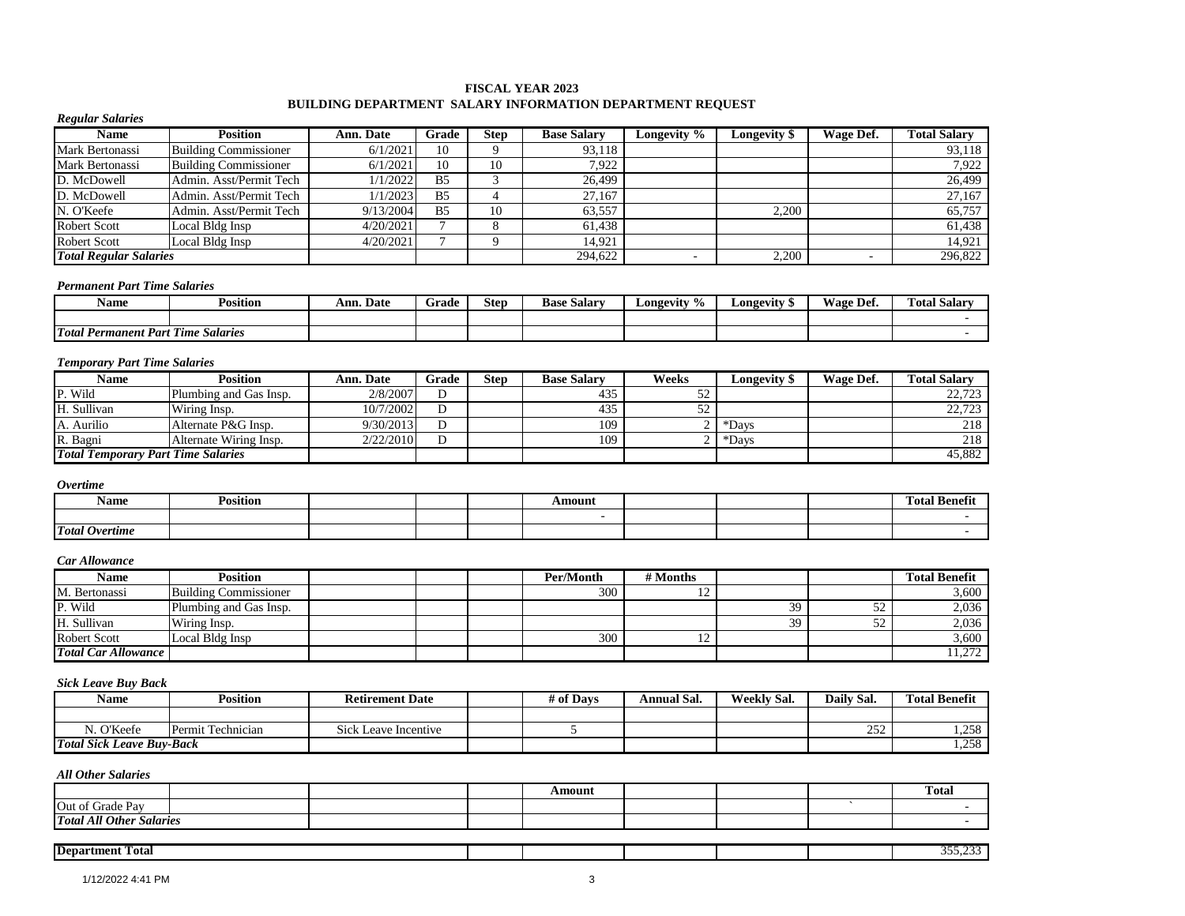# FISCAL YEAR 2023
## BUILDING DEPARTMENT SALARY INFORMATION DEPARTMENT REQUEST

***Regular Salaries***

| Name | Position | Ann. Date | Grade | Step | Base Salary | Longevity % | Longevity $ | Wage Def. | Total Salary |
|---|---|---|---|---|---|---|---|---|---|
| Mark Bertonassi | Building Commissioner | 6/1/2021 | 10 | 9 | 93,118 | | | | 93,118 |
| Mark Bertonassi | Building Commissioner | 6/1/2021 | 10 | 10 | 7,922 | | | | 7,922 |
| D. McDowell | Admin. Asst/Permit Tech | 1/1/2022 | B5 | 3 | 26,499 | | | | 26,499 |
| D. McDowell | Admin. Asst/Permit Tech | 1/1/2023 | B5 | 4 | 27,167 | | | | 27,167 |
| N. O'Keefe | Admin. Asst/Permit Tech | 9/13/2004 | B5 | 10 | 63,557 | | 2,200 | | 65,757 |
| Robert Scott | Local Bldg Insp | 4/20/2021 | 7 | 8 | 61,438 | | | | 61,438 |
| Robert Scott | Local Bldg Insp | 4/20/2021 | 7 | 9 | 14,921 | | | | 14,921 |
| ***Total Regular Salaries*** | | | | | 294,622 | - | 2,200 | - | 296,822 |

***Permanent Part Time Salaries***

| Name | Position | Ann. Date | Grade | Step | Base Salary | Longevity % | Longevity $ | Wage Def. | Total Salary |
|---|---|---|---|---|---|---|---|---|---|
| | | | | | | | | | - |
| ***Total Permanent Part Time Salaries*** | | | | | | | | | - |

***Temporary Part Time Salaries***

| Name | Position | Ann. Date | Grade | Step | Base Salary | Weeks | Longevity $ | Wage Def. | Total Salary |
|---|---|---|---|---|---|---|---|---|---|
| P. Wild | Plumbing and Gas Insp. | 2/8/2007 | D | | 435 | 52 | | | 22,723 |
| H. Sullivan | Wiring Insp. | 10/7/2002 | D | | 435 | 52 | | | 22,723 |
| A. Aurilio | Alternate P&G Insp. | 9/30/2013 | D | | 109 | 2 | *Days | | 218 |
| R. Bagni | Alternate Wiring Insp. | 2/22/2010 | D | | 109 | 2 | *Days | | 218 |
| ***Total Temporary Part Time Salaries*** | | | | | | | | | 45,882 |

***Overtime***

| Name | Position | | | | Amount | | | | Total Benefit |
|---|---|---|---|---|---|---|---|---|---|
| | | | | | - | | | | - |
| ***Total Overtime*** | | | | | | | | | - |

***Car Allowance***

| Name | Position | | | | Per/Month | # Months | | | Total Benefit |
|---|---|---|---|---|---|---|---|---|---|
| M. Bertonassi | Building Commissioner | | | | 300 | 12 | | | 3,600 |
| P. Wild | Plumbing and Gas Insp. | | | | | | 39 | 52 | 2,036 |
| H. Sullivan | Wiring Insp. | | | | | | 39 | 52 | 2,036 |
| Robert Scott | Local Bldg Insp | | | | 300 | 12 | | | 3,600 |
| ***Total Car Allowance*** | | | | | | | | | 11,272 |

***Sick Leave Buy Back***

| Name | Position | Retirement Date | | # of Days | Annual Sal. | Weekly Sal. | Daily Sal. | Total Benefit |
|---|---|---|---|---|---|---|---|---|
| | | | | | | | | |
| N. O'Keefe | Permit Technician | Sick Leave Incentive | | 5 | | | 252 | 1,258 |
| ***Total Sick Leave Buy-Back*** | | | | | | | | 1,258 |

***All Other Salaries***

| | | | | Amount | | | | Total |
|---|---|---|---|---|---|---|---|---|
| Out of Grade Pay | | | | | | | ` | - |
| ***Total All Other Salaries*** | | | | | | | | - |

| **Department Total** | | | | | | | 355,233 |
|---|---|---|---|---|---|---|---|

1/12/2022 4:41 PM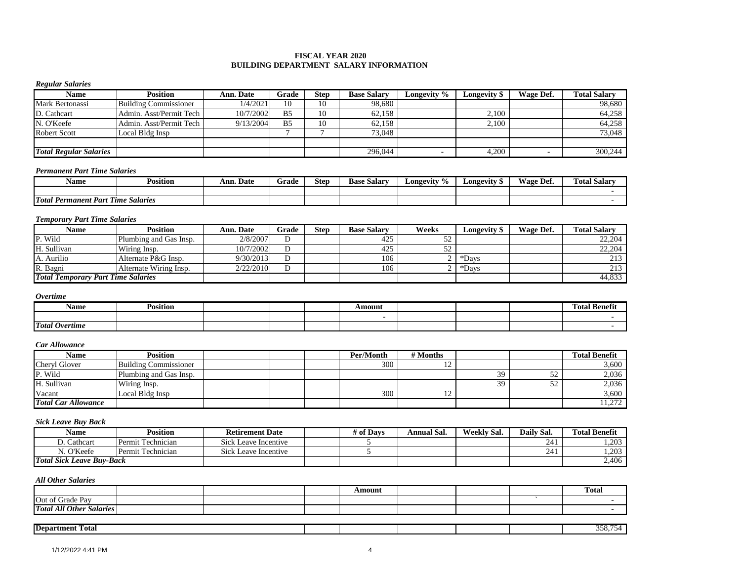# FISCAL YEAR 2020
## BUILDING DEPARTMENT SALARY INFORMATION

*Regular Salaries*

| Name | Position | Ann. Date | Grade | Step | Base Salary | Longevity % | Longevity $ | Wage Def. | Total Salary |
|---|---|---|---|---|---|---|---|---|---|
| Mark Bertonassi | Building Commissioner | 1/4/2021 | 10 | 10 | 98,680 | | | | 98,680 |
| D. Cathcart | Admin. Asst/Permit Tech | 10/7/2002 | B5 | 10 | 62,158 | | 2,100 | | 64,258 |
| N. O'Keefe | Admin. Asst/Permit Tech | 9/13/2004 | B5 | 10 | 62,158 | | 2,100 | | 64,258 |
| Robert Scott | Local Bldg Insp | | 7 | 7 | 73,048 | | | | 73,048 |
| | | | | | | | | | |
| ***Total Regular Salaries*** | | | | | 296,044 | - | 4,200 | - | 300,244 |

*Permanent Part Time Salaries*

| Name | Position | Ann. Date | Grade | Step | Base Salary | Longevity % | Longevity $ | Wage Def. | Total Salary |
|---|---|---|---|---|---|---|---|---|---|
| | | | | | | | | | - |
| ***Total Permanent Part Time Salaries*** | | | | | | | | | - |

*Temporary Part Time Salaries*

| Name | Position | Ann. Date | Grade | Step | Base Salary | Weeks | Longevity $ | Wage Def. | Total Salary |
|---|---|---|---|---|---|---|---|---|---|
| P. Wild | Plumbing and Gas Insp. | 2/8/2007 | D | | 425 | 52 | | | 22,204 |
| H. Sullivan | Wiring Insp. | 10/7/2002 | D | | 425 | 52 | | | 22,204 |
| A. Aurilio | Alternate P&G Insp. | 9/30/2013 | D | | 106 | 2 | *Days | | 213 |
| R. Bagni | Alternate Wiring Insp. | 2/22/2010 | D | | 106 | 2 | *Days | | 213 |
| ***Total Temporary Part Time Salaries*** | | | | | | | | | 44,833 |

*Overtime*

| Name | Position | | | | Amount | | | | Total Benefit |
|---|---|---|---|---|---|---|---|---|---|
| | | | | | - | | | | - |
| ***Total Overtime*** | | | | | | | | | - |

*Car Allowance*

| Name | Position | | | | Per/Month | # Months | | | Total Benefit |
|---|---|---|---|---|---|---|---|---|---|
| Cheryl Glover | Building Commissioner | | | | 300 | 12 | | | 3,600 |
| P. Wild | Plumbing and Gas Insp. | | | | | | 39 | 52 | 2,036 |
| H. Sullivan | Wiring Insp. | | | | | | 39 | 52 | 2,036 |
| Vacant | Local Bldg Insp | | | | 300 | 12 | | | 3,600 |
| ***Total Car Allowance*** | | | | | | | | | 11,272 |

*Sick Leave Buy Back*

| Name | Position | Retirement Date | | # of Days | Annual Sal. | Weekly Sal. | Daily Sal. | Total Benefit |
|---|---|---|---|---|---|---|---|---|
| D. Cathcart | Permit Technician | Sick Leave Incentive | | 5 | | | 241 | 1,203 |
| N. O'Keefe | Permit Technician | Sick Leave Incentive | | 5 | | | 241 | 1,203 |
| ***Total Sick Leave Buy-Back*** | | | | | | | | 2,406 |

*All Other Salaries*

| | | | | Amount | | | | Total |
|---|---|---|---|---|---|---|---|---|
| Out of Grade Pay | | | | | | | ` | - |
| ***Total All Other Salaries*** | | | | | | | | - |

| **Department Total** | | | | | | | 358,754 |
|---|---|---|---|---|---|---|---|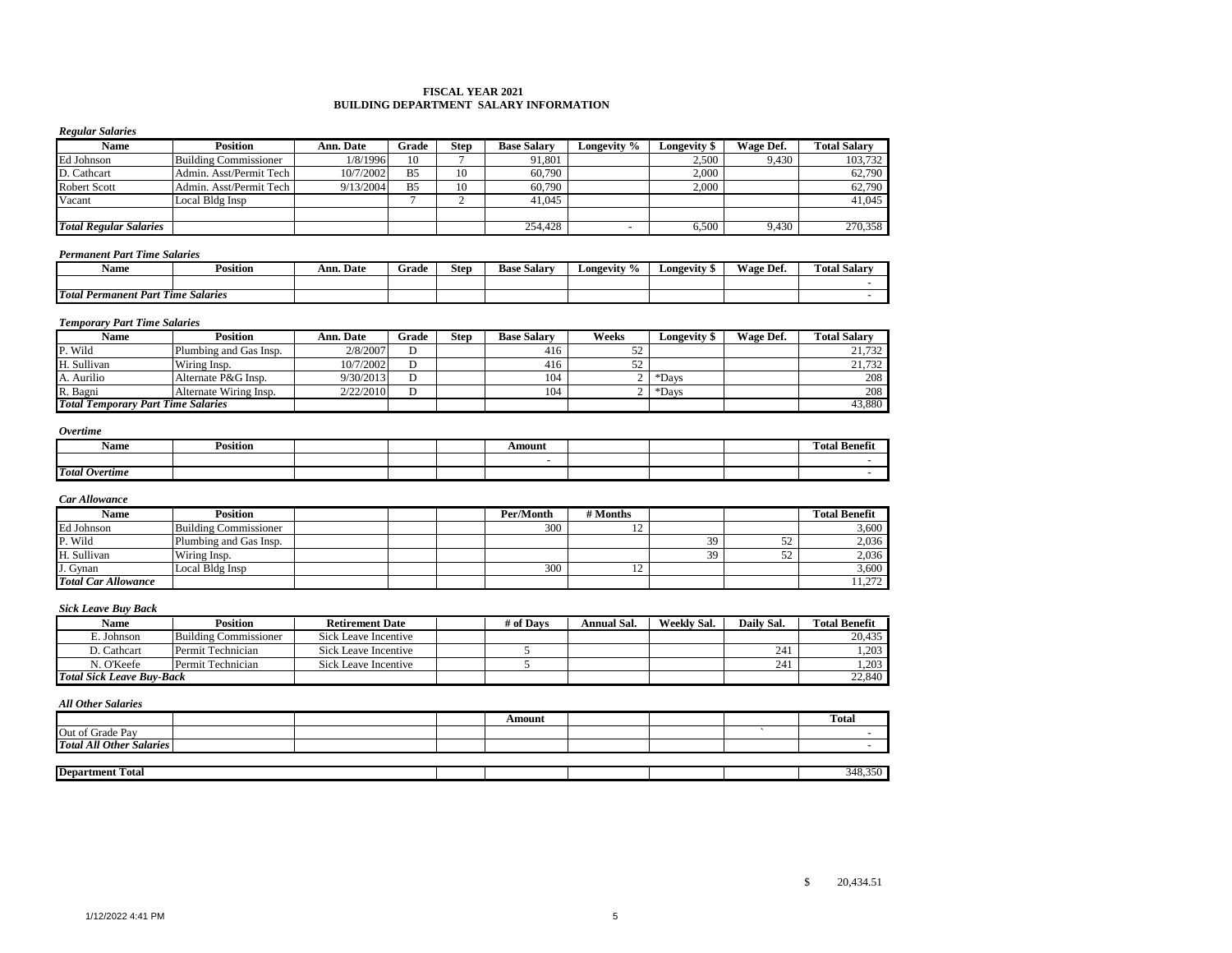# FISCAL YEAR 2021
## BUILDING DEPARTMENT SALARY INFORMATION

***Regular Salaries***

| Name | Position | Ann. Date | Grade | Step | Base Salary | Longevity % | Longevity $ | Wage Def. | Total Salary |
|---|---|---|---|---|---|---|---|---|---|
| Ed Johnson | Building Commissioner | 1/8/1996 | 10 | 7 | 91,801 | | 2,500 | 9,430 | 103,732 |
| D. Cathcart | Admin. Asst/Permit Tech | 10/7/2002 | B5 | 10 | 60,790 | | 2,000 | | 62,790 |
| Robert Scott | Admin. Asst/Permit Tech | 9/13/2004 | B5 | 10 | 60,790 | | 2,000 | | 62,790 |
| Vacant | Local Bldg Insp | | 7 | 2 | 41,045 | | | | 41,045 |
| | | | | | | | | | |
| ***Total Regular Salaries*** | | | | | 254,428 | - | 6,500 | 9,430 | 270,358 |

***Permanent Part Time Salaries***

| Name | Position | Ann. Date | Grade | Step | Base Salary | Longevity % | Longevity $ | Wage Def. | Total Salary |
|---|---|---|---|---|---|---|---|---|---|
| | | | | | | | | | - |
| ***Total Permanent Part Time Salaries*** | | | | | | | | | - |

***Temporary Part Time Salaries***

| Name | Position | Ann. Date | Grade | Step | Base Salary | Weeks | Longevity $ | Wage Def. | Total Salary |
|---|---|---|---|---|---|---|---|---|---|
| P. Wild | Plumbing and Gas Insp. | 2/8/2007 | D | | 416 | 52 | | | 21,732 |
| H. Sullivan | Wiring Insp. | 10/7/2002 | D | | 416 | 52 | | | 21,732 |
| A. Aurilio | Alternate P&G Insp. | 9/30/2013 | D | | 104 | 2 | *Days | | 208 |
| R. Bagni | Alternate Wiring Insp. | 2/22/2010 | D | | 104 | 2 | *Days | | 208 |
| ***Total Temporary Part Time Salaries*** | | | | | | | | | 43,880 |

***Overtime***

| Name | Position | | | | Amount | | | | Total Benefit |
|---|---|---|---|---|---|---|---|---|---|
| | | | | | - | | | | - |
| ***Total Overtime*** | | | | | | | | | - |

***Car Allowance***

| Name | Position | | | | Per/Month | # Months | | | Total Benefit |
|---|---|---|---|---|---|---|---|---|---|
| Ed Johnson | Building Commissioner | | | | 300 | 12 | | | 3,600 |
| P. Wild | Plumbing and Gas Insp. | | | | | | 39 | 52 | 2,036 |
| H. Sullivan | Wiring Insp. | | | | | | 39 | 52 | 2,036 |
| J. Gynan | Local Bldg Insp | | | | 300 | 12 | | | 3,600 |
| ***Total Car Allowance*** | | | | | | | | | 11,272 |

***Sick Leave Buy Back***

| Name | Position | Retirement Date | | # of Days | Annual Sal. | Weekly Sal. | Daily Sal. | Total Benefit |
|---|---|---|---|---|---|---|---|---|
| E. Johnson | Building Commissioner | Sick Leave Incentive | | | | | | 20,435 |
| D. Cathcart | Permit Technician | Sick Leave Incentive | | 5 | | | 241 | 1,203 |
| N. O'Keefe | Permit Technician | Sick Leave Incentive | | 5 | | | 241 | 1,203 |
| ***Total Sick Leave Buy-Back*** | | | | | | | | 22,840 |

***All Other Salaries***

| | | | | Amount | | | | Total |
|---|---|---|---|---|---|---|---|---|
| Out of Grade Pay | | | | | | | ` | - |
| ***Total All Other Salaries*** | | | | | | | | - |

| **Department Total** | | | | | | | 348,350 |
|---|---|---|---|---|---|---|---|

$ 20,434.51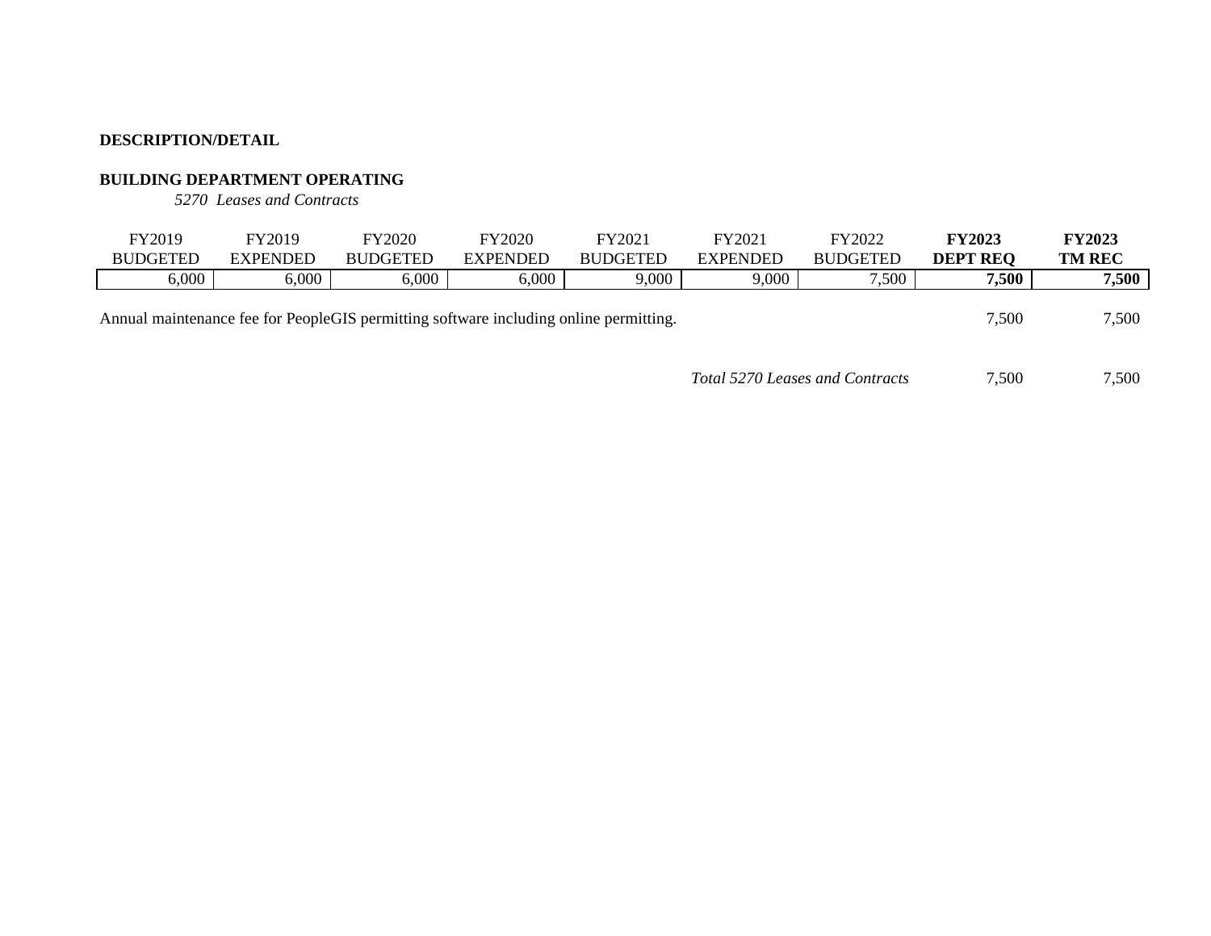**DESCRIPTION/DETAIL**

**BUILDING DEPARTMENT OPERATING**

*5270 Leases and Contracts*

| FY2019 BUDGETED | FY2019 EXPENDED | FY2020 BUDGETED | FY2020 EXPENDED | FY2021 BUDGETED | FY2021 EXPENDED | FY2022 BUDGETED | **FY2023 DEPT REQ** | **FY2023 TM REC** |
|---|---|---|---|---|---|---|---|---|
| 6,000 | 6,000 | 6,000 | 6,000 | 9,000 | 9,000 | 7,500 | **7,500** | **7,500** |

| Description | FY2023 DEPT REQ | FY2023 TM REC |
|---|---|---|
| Annual maintenance fee for PeopleGIS permitting software including online permitting. | 7,500 | 7,500 |
| *Total 5270 Leases and Contracts* | 7,500 | 7,500 |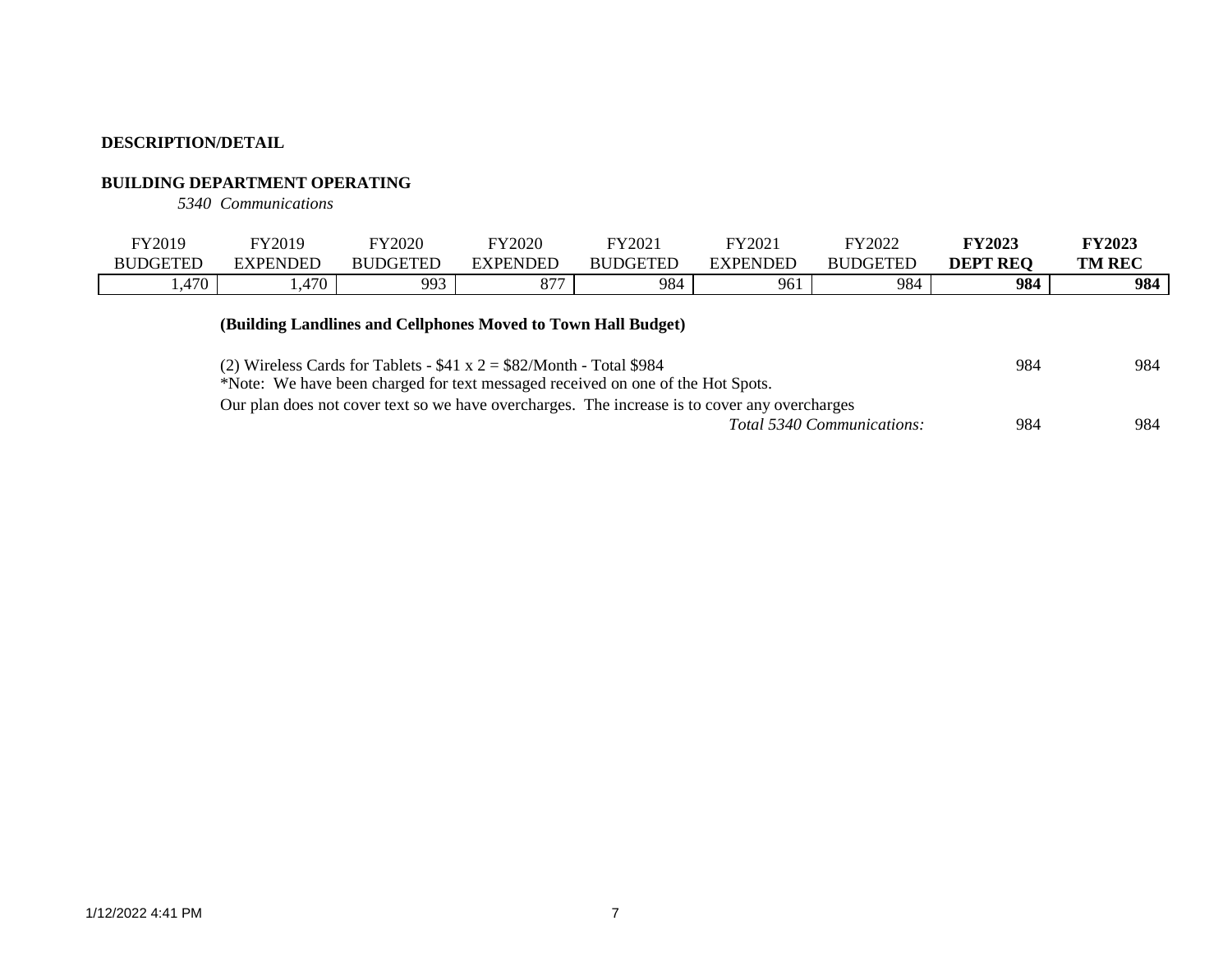**DESCRIPTION/DETAIL**

**BUILDING DEPARTMENT OPERATING**

*5340 Communications*

| FY2019 BUDGETED | FY2019 EXPENDED | FY2020 BUDGETED | FY2020 EXPENDED | FY2021 BUDGETED | FY2021 EXPENDED | FY2022 BUDGETED | **FY2023 DEPT REQ** | **FY2023 TM REC** |
|---|---|---|---|---|---|---|---|---|
| 1,470 | 1,470 | 993 | 877 | 984 | 961 | 984 | **984** | **984** |

**(Building Landlines and Cellphones Moved to Town Hall Budget)**

| | FY2023 DEPT REQ | FY2023 TM REC |
|---|---|---|
| (2) Wireless Cards for Tablets - $41 x 2 = $82/Month - Total $984 | 984 | 984 |
| *Note: We have been charged for text messaged received on one of the Hot Spots. | | |
| Our plan does not cover text so we have overcharges. The increase is to cover any overcharges | | |
| *Total 5340 Communications:* | 984 | 984 |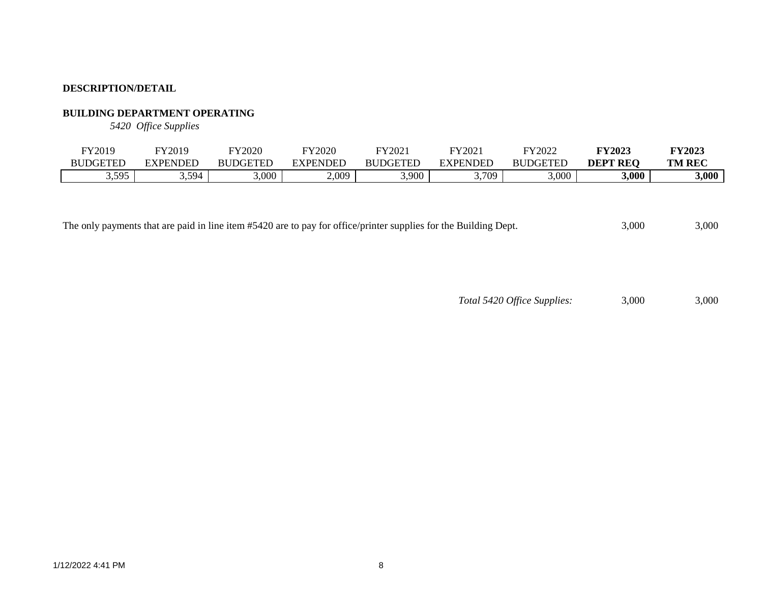**DESCRIPTION/DETAIL**

**BUILDING DEPARTMENT OPERATING**

*5420 Office Supplies*

| FY2019 BUDGETED | FY2019 EXPENDED | FY2020 BUDGETED | FY2020 EXPENDED | FY2021 BUDGETED | FY2021 EXPENDED | FY2022 BUDGETED | **FY2023 DEPT REQ** | **FY2023 TM REC** |
|---|---|---|---|---|---|---|---|---|
| 3,595 | 3,594 | 3,000 | 2,009 | 3,900 | 3,709 | 3,000 | **3,000** | **3,000** |

| | | |
|---|---|---|
| The only payments that are paid in line item #5420 are to pay for office/printer supplies for the Building Dept. | 3,000 | 3,000 |
| *Total 5420 Office Supplies:* | 3,000 | 3,000 |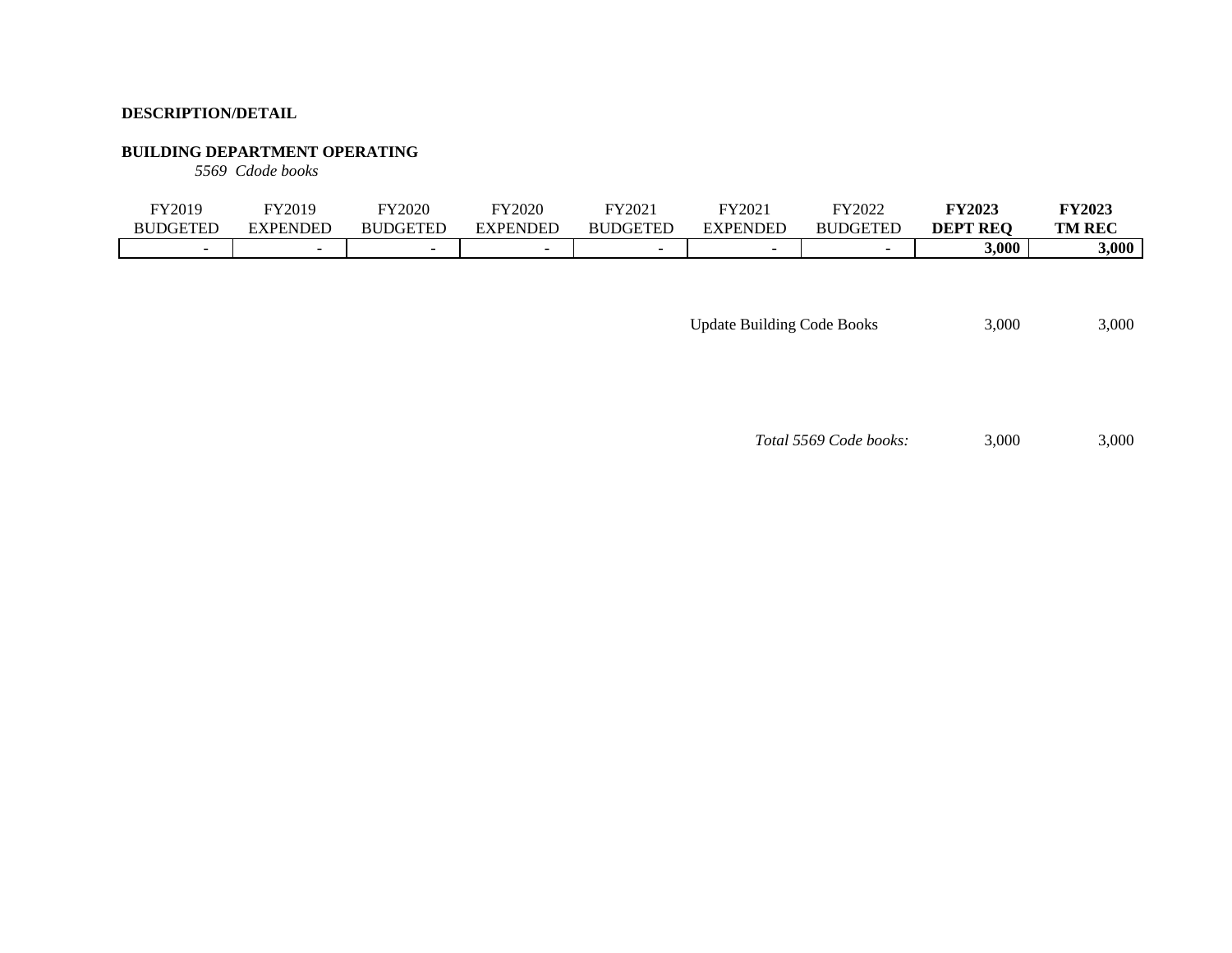**DESCRIPTION/DETAIL**

**BUILDING DEPARTMENT OPERATING**

*5569 Cdode books*

| FY2019 BUDGETED | FY2019 EXPENDED | FY2020 BUDGETED | FY2020 EXPENDED | FY2021 BUDGETED | FY2021 EXPENDED | FY2022 BUDGETED | **FY2023 DEPT REQ** | **FY2023 TM REC** |
|---|---|---|---|---|---|---|---|---|
| - | - | - | - | - | - | - | **3,000** | **3,000** |

| | | |
|---|---|---|
| Update Building Code Books | 3,000 | 3,000 |
| *Total 5569 Code books:* | 3,000 | 3,000 |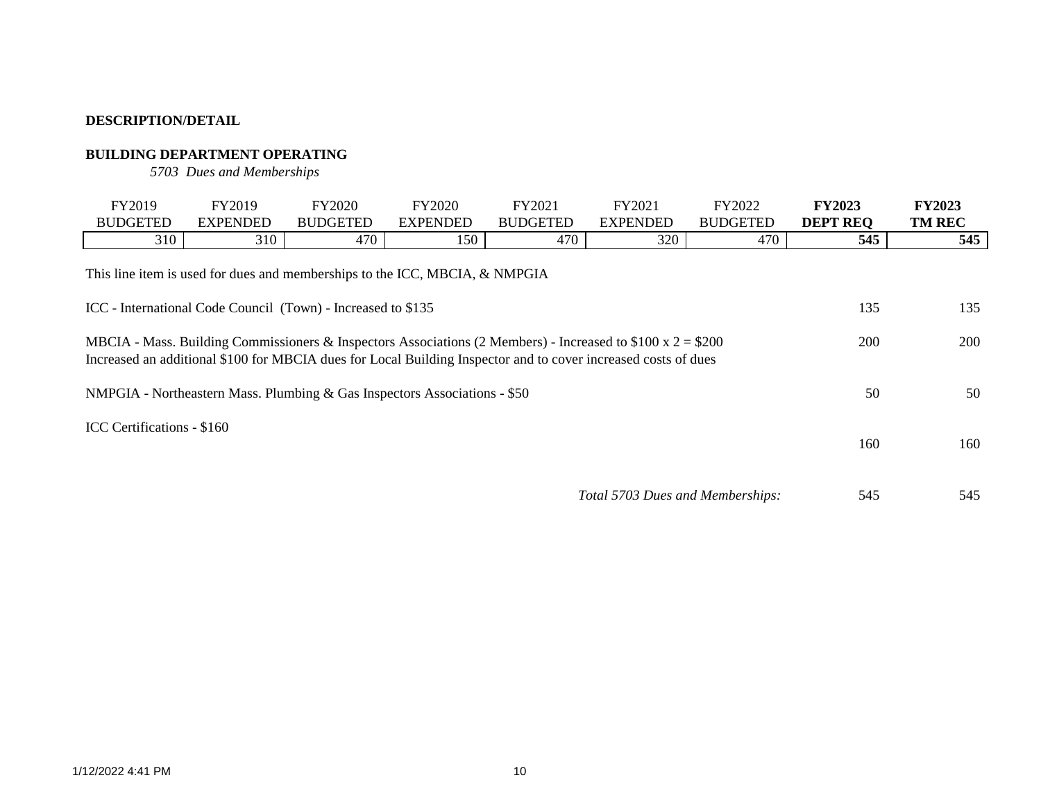**DESCRIPTION/DETAIL**

**BUILDING DEPARTMENT OPERATING**

*5703 Dues and Memberships*

| FY2019 BUDGETED | FY2019 EXPENDED | FY2020 BUDGETED | FY2020 EXPENDED | FY2021 BUDGETED | FY2021 EXPENDED | FY2022 BUDGETED | **FY2023 DEPT REQ** | **FY2023 TM REC** |
|---|---|---|---|---|---|---|---|---|
| 310 | 310 | 470 | 150 | 470 | 320 | 470 | **545** | **545** |

This line item is used for dues and memberships to the ICC, MBCIA, & NMPGIA

| Description | FY2023 DEPT REQ | FY2023 TM REC |
|---|---|---|
| ICC - International Code Council (Town) - Increased to $135 | 135 | 135 |
| MBCIA - Mass. Building Commissioners & Inspectors Associations (2 Members) - Increased to $100 x 2 = $200<br>Increased an additional $100 for MBCIA dues for Local Building Inspector and to cover increased costs of dues | 200 | 200 |
| NMPGIA - Northeastern Mass. Plumbing & Gas Inspectors Associations - $50 | 50 | 50 |
| ICC Certifications - $160 | 160 | 160 |
| *Total 5703 Dues and Memberships:* | 545 | 545 |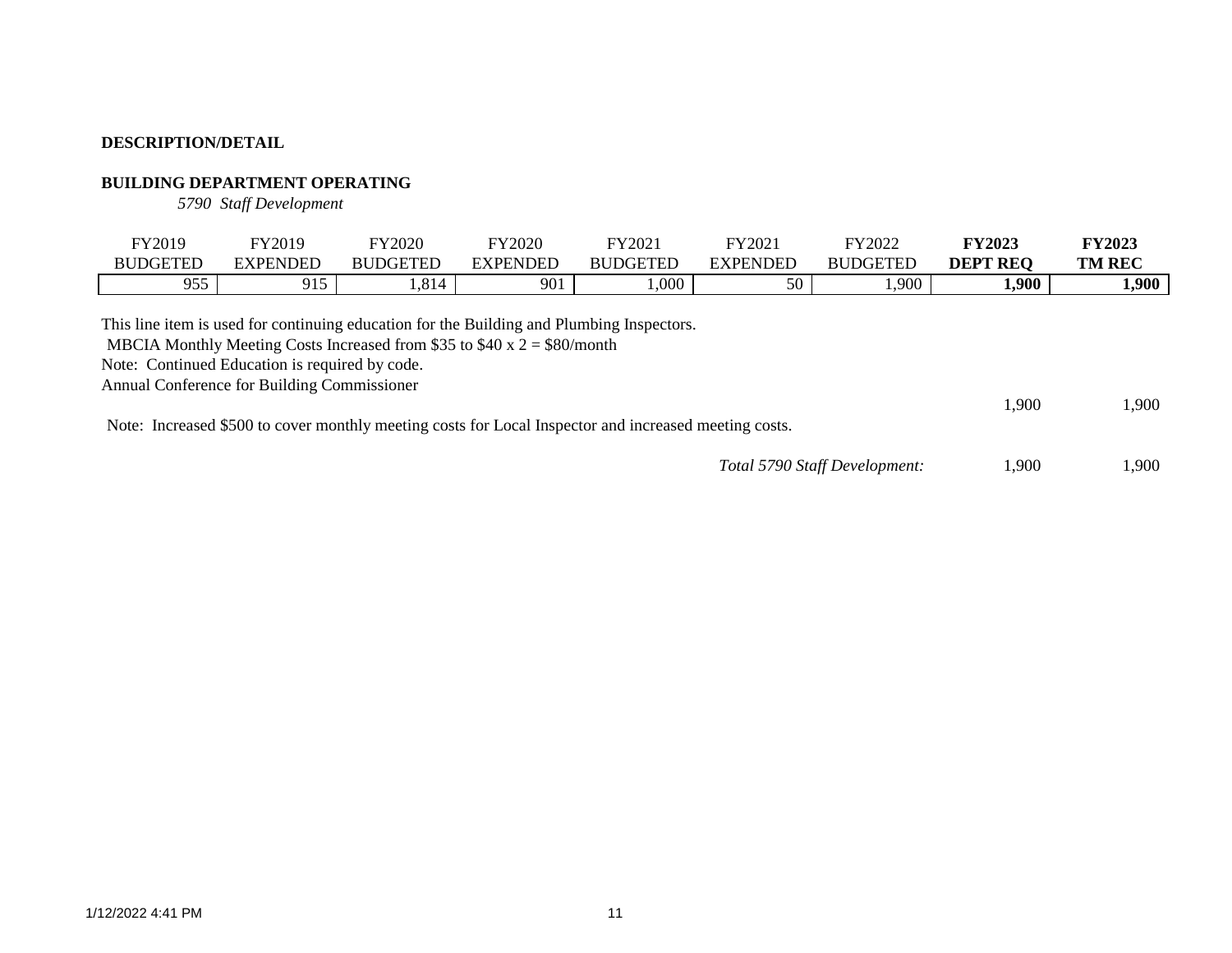**DESCRIPTION/DETAIL**

**BUILDING DEPARTMENT OPERATING**

*5790 Staff Development*

| FY2019 BUDGETED | FY2019 EXPENDED | FY2020 BUDGETED | FY2020 EXPENDED | FY2021 BUDGETED | FY2021 EXPENDED | FY2022 BUDGETED | **FY2023 DEPT REQ** | **FY2023 TM REC** |
|---|---|---|---|---|---|---|---|---|
| 955 | 915 | 1,814 | 901 | 1,000 | 50 | 1,900 | **1,900** | **1,900** |

This line item is used for continuing education for the Building and Plumbing Inspectors.
MBCIA Monthly Meeting Costs Increased from $35 to $40 x 2 = $80/month
Note: Continued Education is required by code.
Annual Conference for Building Commissioner

| | FY2023 DEPT REQ | FY2023 TM REC |
|---|---|---|
| | 1,900 | 1,900 |

Note: Increased $500 to cover monthly meeting costs for Local Inspector and increased meeting costs.

| | FY2023 DEPT REQ | FY2023 TM REC |
|---|---|---|
| *Total 5790 Staff Development:* | 1,900 | 1,900 |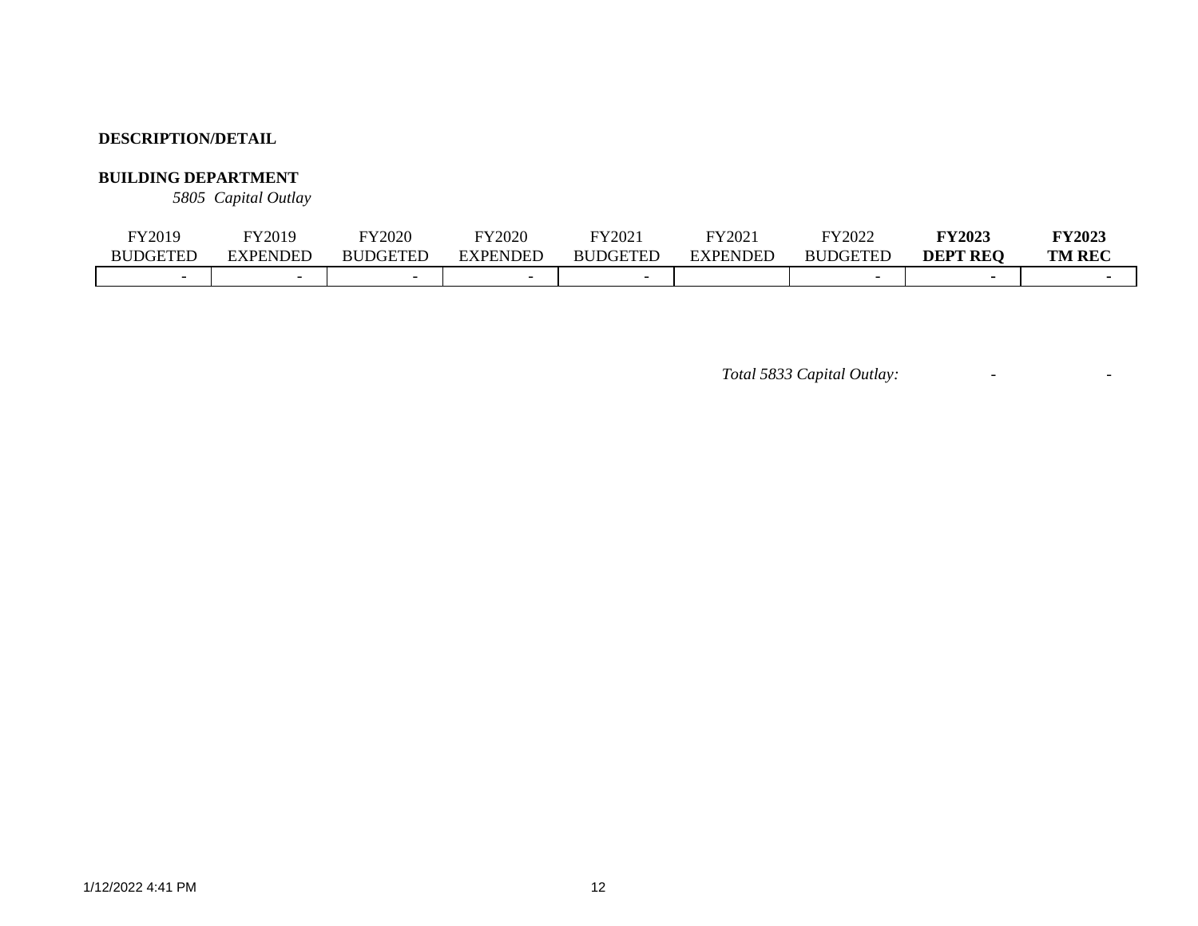**DESCRIPTION/DETAIL**

**BUILDING DEPARTMENT**

*5805 Capital Outlay*

| FY2019 BUDGETED | FY2019 EXPENDED | FY2020 BUDGETED | FY2020 EXPENDED | FY2021 BUDGETED | FY2021 EXPENDED | FY2022 BUDGETED | **FY2023 DEPT REQ** | **FY2023 TM REC** |
|---|---|---|---|---|---|---|---|---|
| - | - | - | - | - | | - | - | - |

| | | |
|---|---|---|
| *Total 5833 Capital Outlay:* | - | - |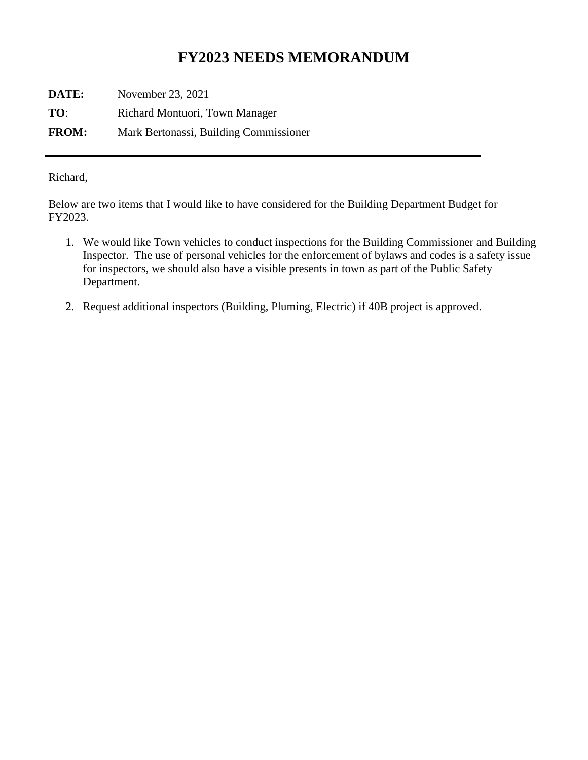# FY2023 NEEDS MEMORANDUM

**DATE:** November 23, 2021

**TO**: Richard Montuori, Town Manager

**FROM:** Mark Bertonassi, Building Commissioner

---

Richard,

Below are two items that I would like to have considered for the Building Department Budget for FY2023.

1. We would like Town vehicles to conduct inspections for the Building Commissioner and Building Inspector. The use of personal vehicles for the enforcement of bylaws and codes is a safety issue for inspectors, we should also have a visible presents in town as part of the Public Safety Department.

2. Request additional inspectors (Building, Pluming, Electric) if 40B project is approved.